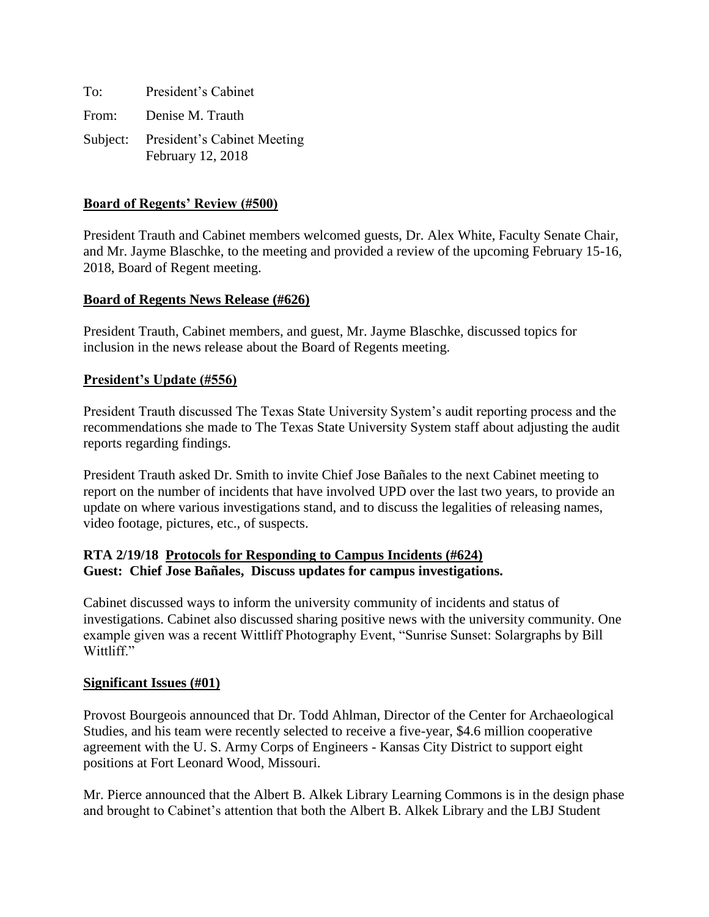To: President's Cabinet

From: Denise M. Trauth

Subject: President's Cabinet Meeting
February 12, 2018

**Board of Regents' Review (#500)**

President Trauth and Cabinet members welcomed guests, Dr. Alex White, Faculty Senate Chair, and Mr. Jayme Blaschke, to the meeting and provided a review of the upcoming February 15-16, 2018, Board of Regent meeting.

**Board of Regents News Release (#626)**

President Trauth, Cabinet members, and guest, Mr. Jayme Blaschke, discussed topics for inclusion in the news release about the Board of Regents meeting.

**President's Update (#556)**

President Trauth discussed The Texas State University System's audit reporting process and the recommendations she made to The Texas State University System staff about adjusting the audit reports regarding findings.

President Trauth asked Dr. Smith to invite Chief Jose Bañales to the next Cabinet meeting to report on the number of incidents that have involved UPD over the last two years, to provide an update on where various investigations stand, and to discuss the legalities of releasing names, video footage, pictures, etc., of suspects.

**RTA 2/19/18 Protocols for Responding to Campus Incidents (#624)**
**Guest: Chief Jose Bañales, Discuss updates for campus investigations.**

Cabinet discussed ways to inform the university community of incidents and status of investigations. Cabinet also discussed sharing positive news with the university community. One example given was a recent Wittliff Photography Event, "Sunrise Sunset: Solargraphs by Bill Wittliff."

**Significant Issues (#01)**

Provost Bourgeois announced that Dr. Todd Ahlman, Director of the Center for Archaeological Studies, and his team were recently selected to receive a five-year, $4.6 million cooperative agreement with the U. S. Army Corps of Engineers - Kansas City District to support eight positions at Fort Leonard Wood, Missouri.

Mr. Pierce announced that the Albert B. Alkek Library Learning Commons is in the design phase and brought to Cabinet's attention that both the Albert B. Alkek Library and the LBJ Student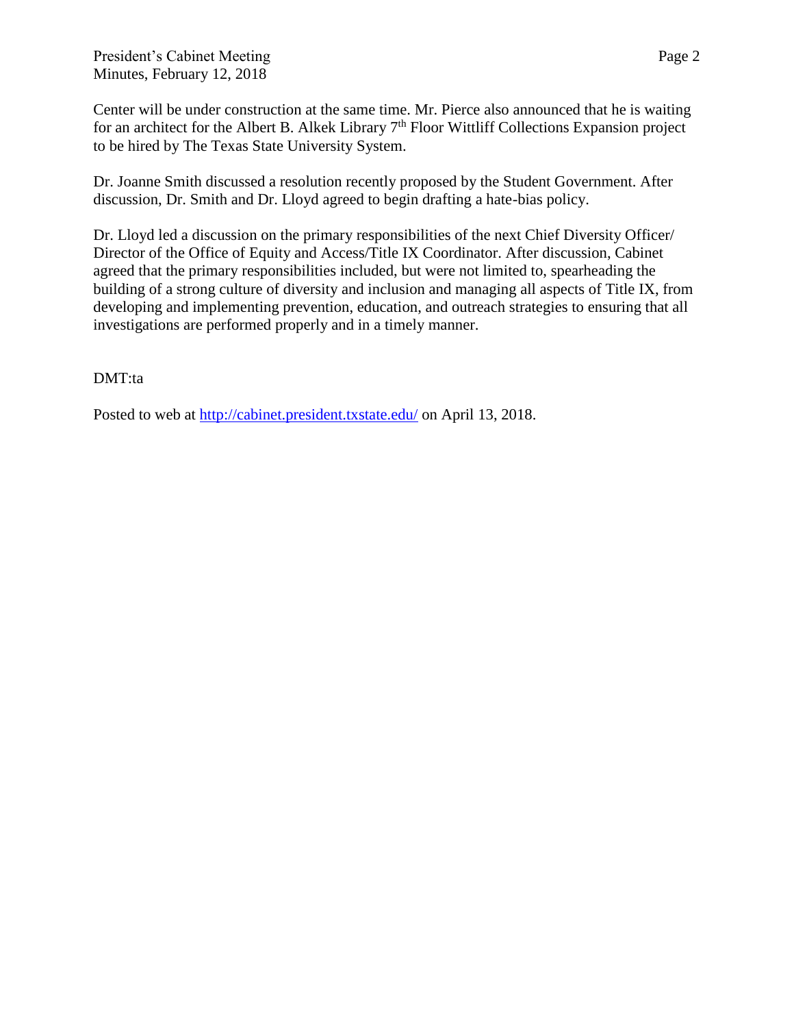Center will be under construction at the same time. Mr. Pierce also announced that he is waiting for an architect for the Albert B. Alkek Library 7th Floor Wittliff Collections Expansion project to be hired by The Texas State University System.

Dr. Joanne Smith discussed a resolution recently proposed by the Student Government. After discussion, Dr. Smith and Dr. Lloyd agreed to begin drafting a hate-bias policy.

Dr. Lloyd led a discussion on the primary responsibilities of the next Chief Diversity Officer/ Director of the Office of Equity and Access/Title IX Coordinator. After discussion, Cabinet agreed that the primary responsibilities included, but were not limited to, spearheading the building of a strong culture of diversity and inclusion and managing all aspects of Title IX, from developing and implementing prevention, education, and outreach strategies to ensuring that all investigations are performed properly and in a timely manner.

DMT:ta

Posted to web at http://cabinet.president.txstate.edu/ on April 13, 2018.